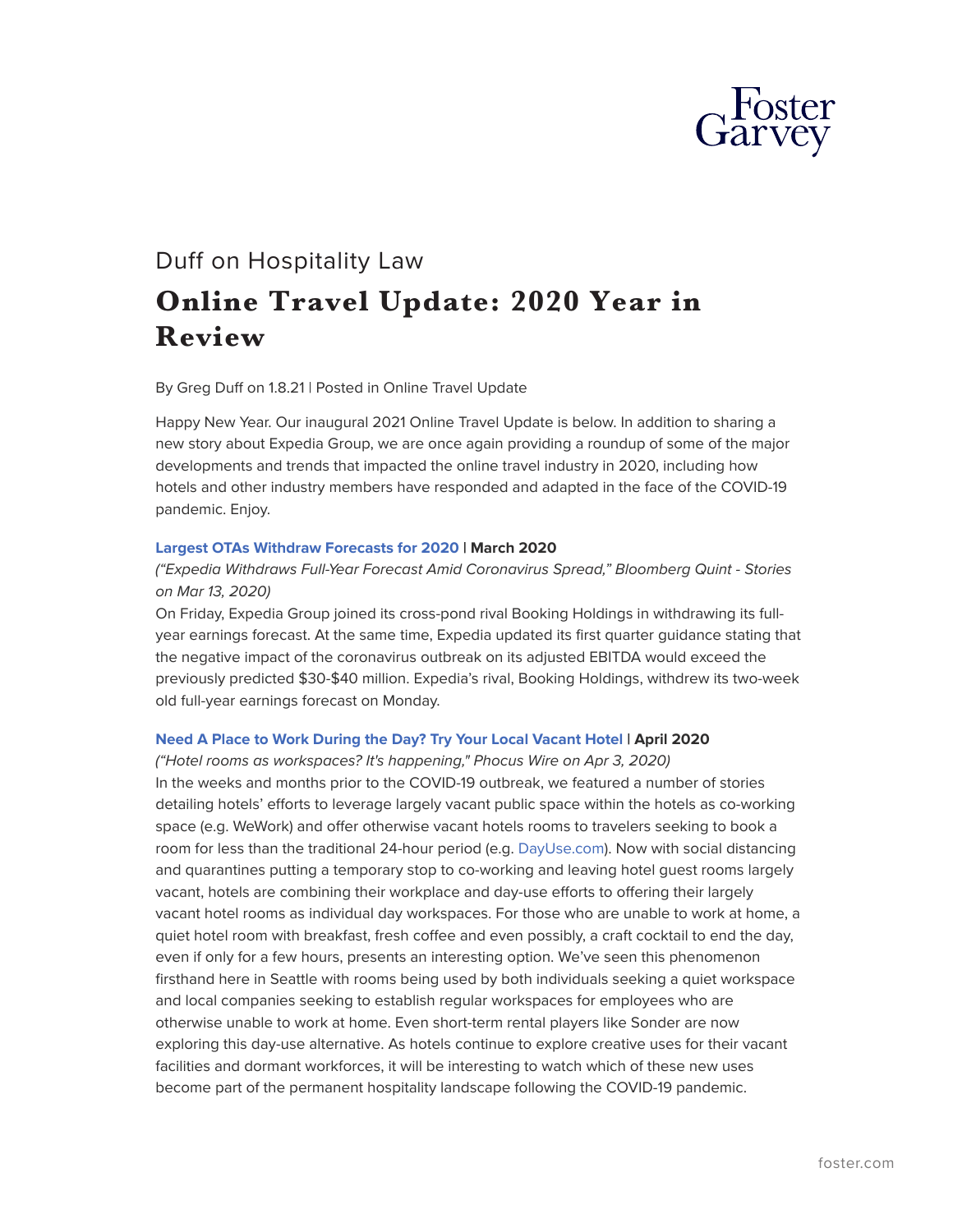Duff on Hospitality Law

# Online Travel Update: 2020 Year in Review

By Greg Duff on 1.8.21 | Posted in Online Travel Update

Happy New Year. Our inaugural 2021 Online Travel Update is below. In addition to sharing a new story about Expedia Group, we are once again providing a roundup of some of the major developments and trends that impacted the online travel industry in 2020, including how hotels and other industry members have responded and adapted in the face of the COVID-19 pandemic. Enjoy.

**Largest OTAs Withdraw Forecasts for 2020 | March 2020**

*("Expedia Withdraws Full-Year Forecast Amid Coronavirus Spread," Bloomberg Quint - Stories on Mar 13, 2020)*

On Friday, Expedia Group joined its cross-pond rival Booking Holdings in withdrawing its full-year earnings forecast. At the same time, Expedia updated its first quarter guidance stating that the negative impact of the coronavirus outbreak on its adjusted EBITDA would exceed the previously predicted $30-$40 million. Expedia's rival, Booking Holdings, withdrew its two-week old full-year earnings forecast on Monday.

**Need A Place to Work During the Day? Try Your Local Vacant Hotel | April 2020**

*("Hotel rooms as workspaces? It's happening," Phocus Wire on Apr 3, 2020)*

In the weeks and months prior to the COVID-19 outbreak, we featured a number of stories detailing hotels' efforts to leverage largely vacant public space within the hotels as co-working space (e.g. WeWork) and offer otherwise vacant hotels rooms to travelers seeking to book a room for less than the traditional 24-hour period (e.g. DayUse.com). Now with social distancing and quarantines putting a temporary stop to co-working and leaving hotel guest rooms largely vacant, hotels are combining their workplace and day-use efforts to offering their largely vacant hotel rooms as individual day workspaces. For those who are unable to work at home, a quiet hotel room with breakfast, fresh coffee and even possibly, a craft cocktail to end the day, even if only for a few hours, presents an interesting option. We've seen this phenomenon firsthand here in Seattle with rooms being used by both individuals seeking a quiet workspace and local companies seeking to establish regular workspaces for employees who are otherwise unable to work at home. Even short-term rental players like Sonder are now exploring this day-use alternative. As hotels continue to explore creative uses for their vacant facilities and dormant workforces, it will be interesting to watch which of these new uses become part of the permanent hospitality landscape following the COVID-19 pandemic.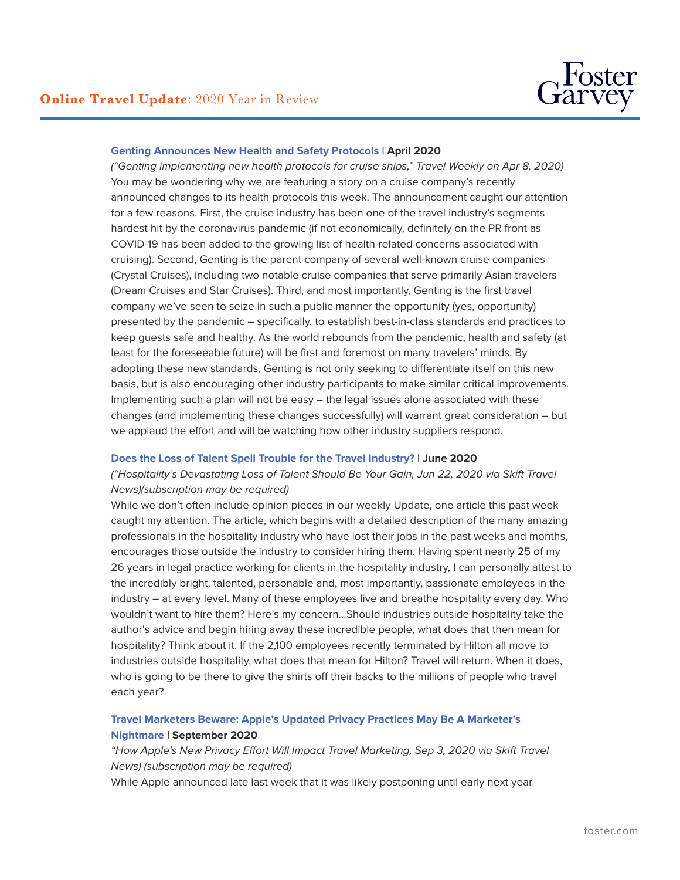**Genting Announces New Health and Safety Protocols** | **April 2020**

*("Genting implementing new health protocols for cruise ships," Travel Weekly on Apr 8, 2020)*

You may be wondering why we are featuring a story on a cruise company's recently announced changes to its health protocols this week. The announcement caught our attention for a few reasons. First, the cruise industry has been one of the travel industry's segments hardest hit by the coronavirus pandemic (if not economically, definitely on the PR front as COVID-19 has been added to the growing list of health-related concerns associated with cruising). Second, Genting is the parent company of several well-known cruise companies (Crystal Cruises), including two notable cruise companies that serve primarily Asian travelers (Dream Cruises and Star Cruises). Third, and most importantly, Genting is the first travel company we've seen to seize in such a public manner the opportunity (yes, opportunity) presented by the pandemic – specifically, to establish best-in-class standards and practices to keep guests safe and healthy. As the world rebounds from the pandemic, health and safety (at least for the foreseeable future) will be first and foremost on many travelers' minds. By adopting these new standards, Genting is not only seeking to differentiate itself on this new basis, but is also encouraging other industry participants to make similar critical improvements. Implementing such a plan will not be easy – the legal issues alone associated with these changes (and implementing these changes successfully) will warrant great consideration – but we applaud the effort and will be watching how other industry suppliers respond.

**Does the Loss of Talent Spell Trouble for the Travel Industry?** | **June 2020**

*("Hospitality's Devastating Loss of Talent Should Be Your Gain, Jun 22, 2020 via Skift Travel News)(subscription may be required)*

While we don't often include opinion pieces in our weekly Update, one article this past week caught my attention. The article, which begins with a detailed description of the many amazing professionals in the hospitality industry who have lost their jobs in the past weeks and months, encourages those outside the industry to consider hiring them. Having spent nearly 25 of my 26 years in legal practice working for clients in the hospitality industry, I can personally attest to the incredibly bright, talented, personable and, most importantly, passionate employees in the industry – at every level. Many of these employees live and breathe hospitality every day. Who wouldn't want to hire them? Here's my concern...Should industries outside hospitality take the author's advice and begin hiring away these incredible people, what does that then mean for hospitality? Think about it. If the 2,100 employees recently terminated by Hilton all move to industries outside hospitality, what does that mean for Hilton? Travel will return. When it does, who is going to be there to give the shirts off their backs to the millions of people who travel each year?

**Travel Marketers Beware: Apple's Updated Privacy Practices May Be A Marketer's Nightmare** | **September 2020**

*"How Apple's New Privacy Effort Will Impact Travel Marketing, Sep 3, 2020 via Skift Travel News) (subscription may be required)*

While Apple announced late last week that it was likely postponing until early next year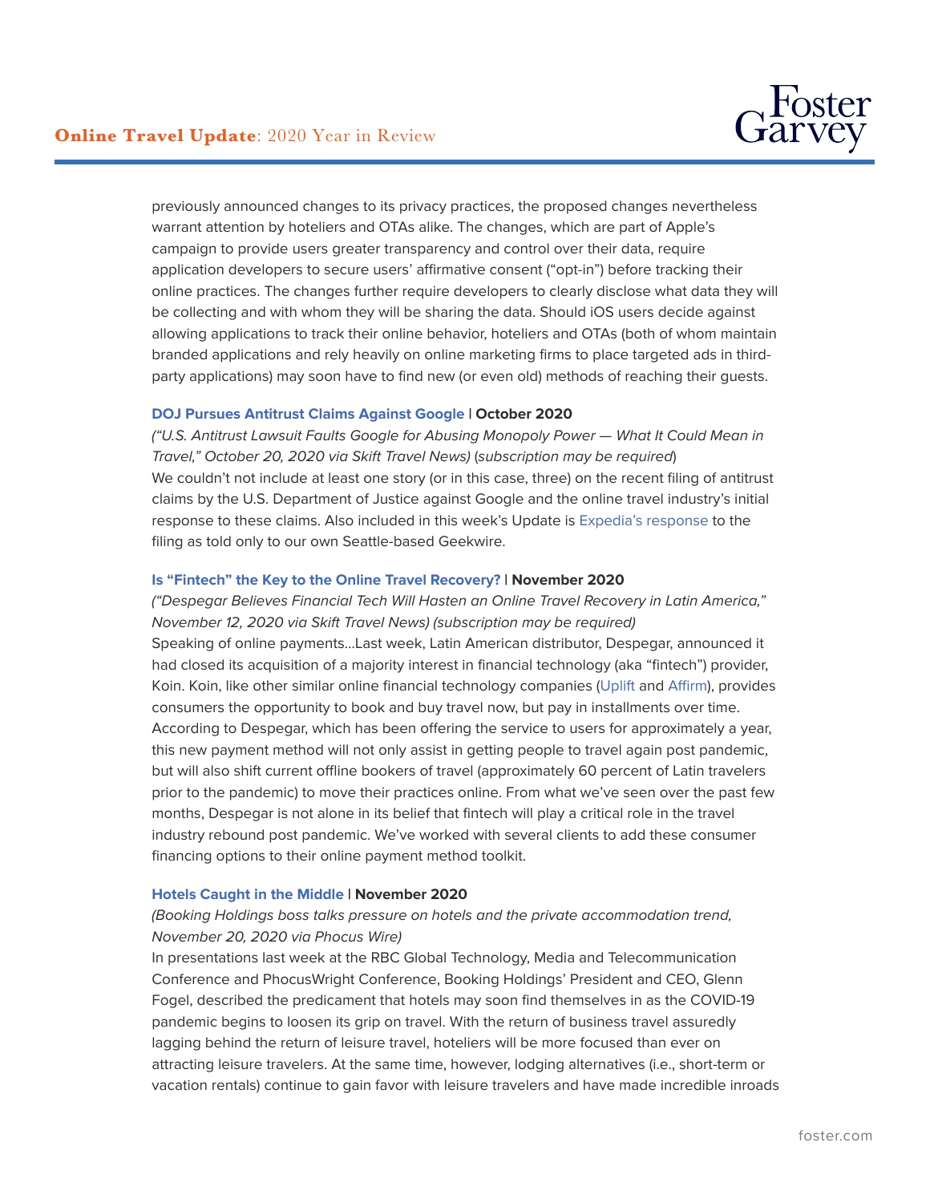previously announced changes to its privacy practices, the proposed changes nevertheless warrant attention by hoteliers and OTAs alike. The changes, which are part of Apple's campaign to provide users greater transparency and control over their data, require application developers to secure users' affirmative consent ("opt-in") before tracking their online practices. The changes further require developers to clearly disclose what data they will be collecting and with whom they will be sharing the data. Should iOS users decide against allowing applications to track their online behavior, hoteliers and OTAs (both of whom maintain branded applications and rely heavily on online marketing firms to place targeted ads in third-party applications) may soon have to find new (or even old) methods of reaching their guests.

**DOJ Pursues Antitrust Claims Against Google | October 2020**

*("U.S. Antitrust Lawsuit Faults Google for Abusing Monopoly Power — What It Could Mean in Travel," October 20, 2020 via Skift Travel News)* (*subscription may be required*)

We couldn't not include at least one story (or in this case, three) on the recent filing of antitrust claims by the U.S. Department of Justice against Google and the online travel industry's initial response to these claims. Also included in this week's Update is Expedia's response to the filing as told only to our own Seattle-based Geekwire.

**Is "Fintech" the Key to the Online Travel Recovery? | November 2020**

*("Despegar Believes Financial Tech Will Hasten an Online Travel Recovery in Latin America," November 12, 2020 via Skift Travel News) (subscription may be required)*

Speaking of online payments…Last week, Latin American distributor, Despegar, announced it had closed its acquisition of a majority interest in financial technology (aka "fintech") provider, Koin. Koin, like other similar online financial technology companies (Uplift and Affirm), provides consumers the opportunity to book and buy travel now, but pay in installments over time. According to Despegar, which has been offering the service to users for approximately a year, this new payment method will not only assist in getting people to travel again post pandemic, but will also shift current offline bookers of travel (approximately 60 percent of Latin travelers prior to the pandemic) to move their practices online. From what we've seen over the past few months, Despegar is not alone in its belief that fintech will play a critical role in the travel industry rebound post pandemic. We've worked with several clients to add these consumer financing options to their online payment method toolkit.

**Hotels Caught in the Middle | November 2020**

*(Booking Holdings boss talks pressure on hotels and the private accommodation trend, November 20, 2020 via Phocus Wire)*

In presentations last week at the RBC Global Technology, Media and Telecommunication Conference and PhocusWright Conference, Booking Holdings' President and CEO, Glenn Fogel, described the predicament that hotels may soon find themselves in as the COVID-19 pandemic begins to loosen its grip on travel. With the return of business travel assuredly lagging behind the return of leisure travel, hoteliers will be more focused than ever on attracting leisure travelers. At the same time, however, lodging alternatives (i.e., short-term or vacation rentals) continue to gain favor with leisure travelers and have made incredible inroads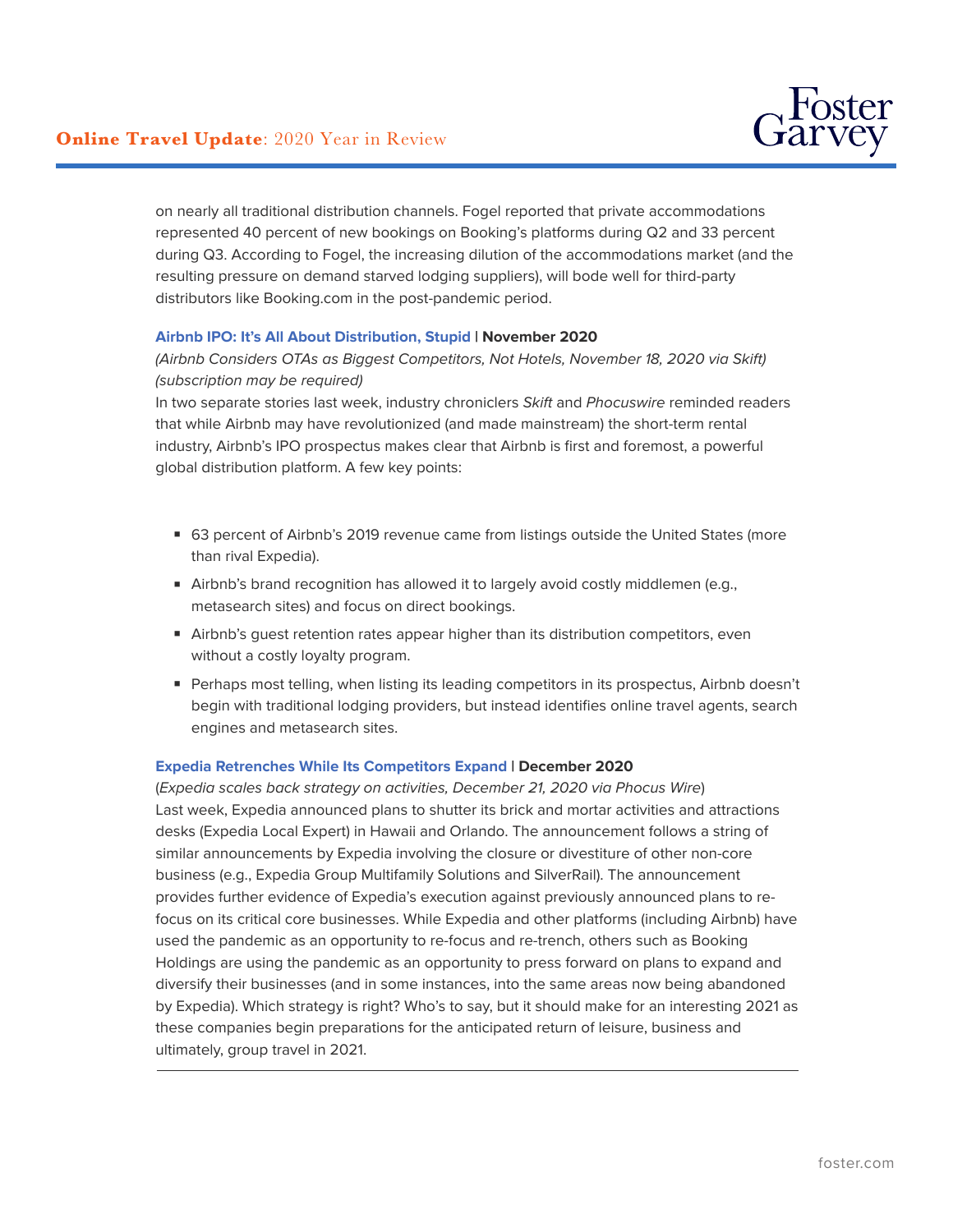on nearly all traditional distribution channels. Fogel reported that private accommodations represented 40 percent of new bookings on Booking's platforms during Q2 and 33 percent during Q3. According to Fogel, the increasing dilution of the accommodations market (and the resulting pressure on demand starved lodging suppliers), will bode well for third-party distributors like Booking.com in the post-pandemic period.

**Airbnb IPO: It's All About Distribution, Stupid | November 2020**

*(Airbnb Considers OTAs as Biggest Competitors, Not Hotels, November 18, 2020 via Skift) (subscription may be required)*

In two separate stories last week, industry chroniclers *Skift* and *Phocuswire* reminded readers that while Airbnb may have revolutionized (and made mainstream) the short-term rental industry, Airbnb's IPO prospectus makes clear that Airbnb is first and foremost, a powerful global distribution platform. A few key points:

- 63 percent of Airbnb's 2019 revenue came from listings outside the United States (more than rival Expedia).
- Airbnb's brand recognition has allowed it to largely avoid costly middlemen (e.g., metasearch sites) and focus on direct bookings.
- Airbnb's guest retention rates appear higher than its distribution competitors, even without a costly loyalty program.
- Perhaps most telling, when listing its leading competitors in its prospectus, Airbnb doesn't begin with traditional lodging providers, but instead identifies online travel agents, search engines and metasearch sites.

**Expedia Retrenches While Its Competitors Expand | December 2020**

(*Expedia scales back strategy on activities, December 21, 2020 via Phocus Wire*)

Last week, Expedia announced plans to shutter its brick and mortar activities and attractions desks (Expedia Local Expert) in Hawaii and Orlando. The announcement follows a string of similar announcements by Expedia involving the closure or divestiture of other non-core business (e.g., Expedia Group Multifamily Solutions and SilverRail). The announcement provides further evidence of Expedia's execution against previously announced plans to re-focus on its critical core businesses. While Expedia and other platforms (including Airbnb) have used the pandemic as an opportunity to re-focus and re-trench, others such as Booking Holdings are using the pandemic as an opportunity to press forward on plans to expand and diversify their businesses (and in some instances, into the same areas now being abandoned by Expedia). Which strategy is right? Who's to say, but it should make for an interesting 2021 as these companies begin preparations for the anticipated return of leisure, business and ultimately, group travel in 2021.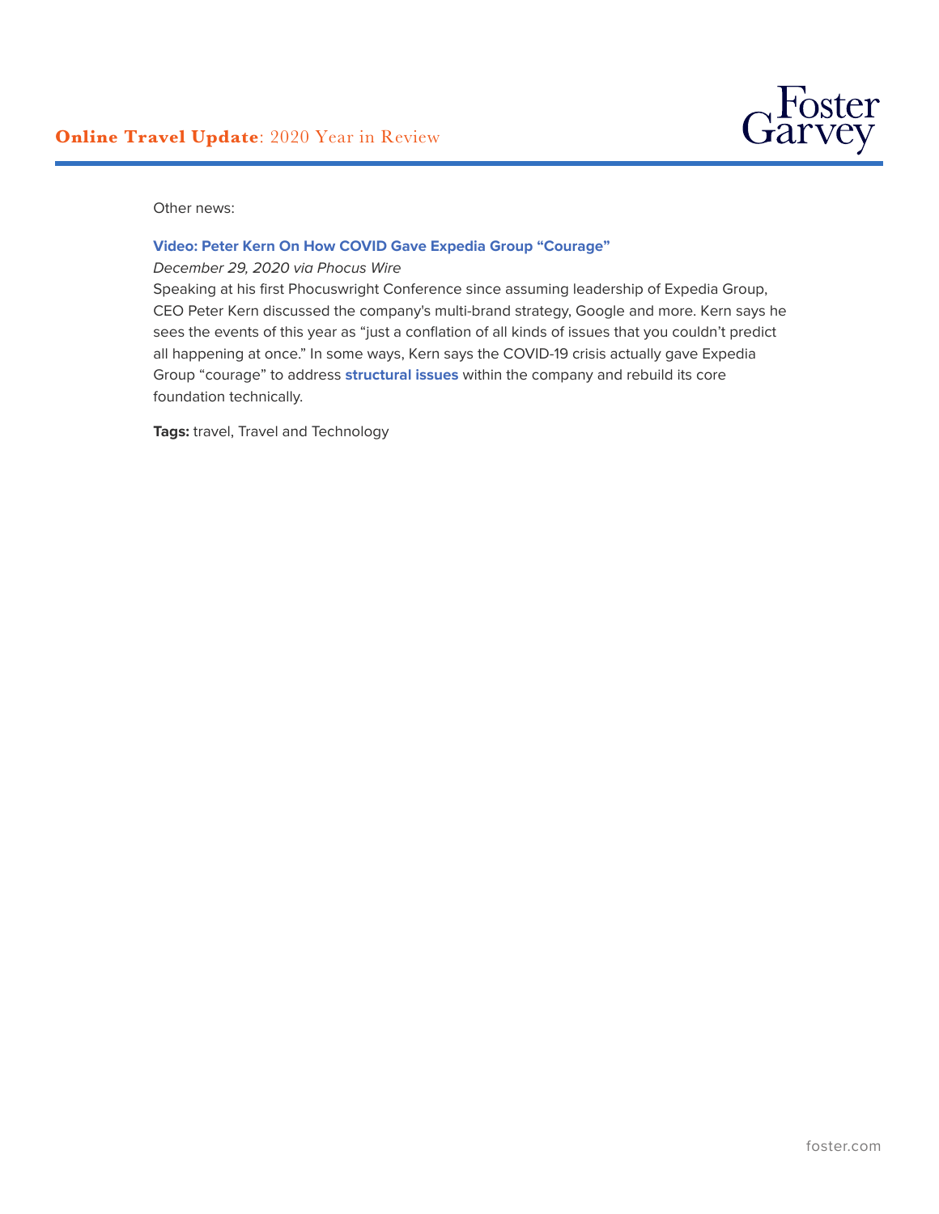Other news:

**Video: Peter Kern On How COVID Gave Expedia Group "Courage"**

*December 29, 2020 via Phocus Wire*

Speaking at his first Phocuswright Conference since assuming leadership of Expedia Group, CEO Peter Kern discussed the company's multi-brand strategy, Google and more. Kern says he sees the events of this year as "just a conflation of all kinds of issues that you couldn't predict all happening at once." In some ways, Kern says the COVID-19 crisis actually gave Expedia Group "courage" to address **structural issues** within the company and rebuild its core foundation technically.

**Tags:** travel, Travel and Technology